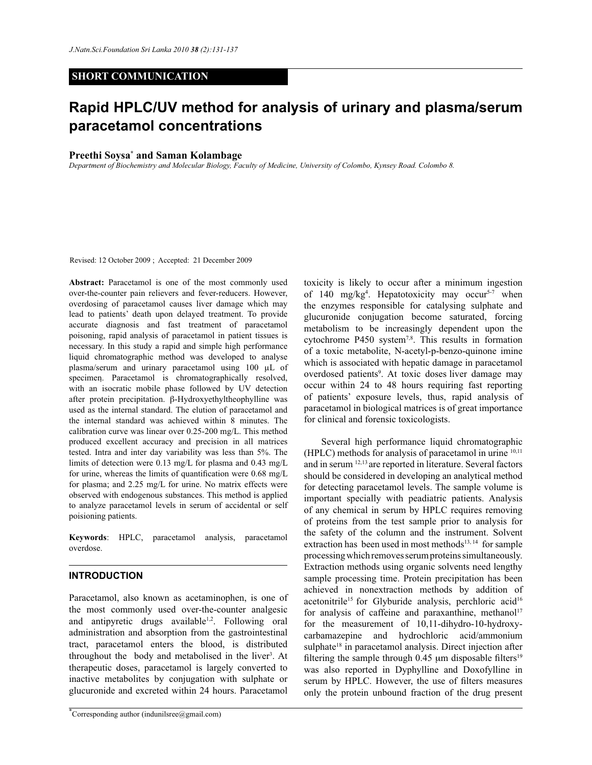SHORT COMMUNICATION

# Rapid HPLC/UV method for analysis of urinary and plasma/serum paracetamol concentrations

**Preethi Soysa[*] and Saman Kolambage**

*Department of Biochemistry and Molecular Biology, Faculty of Medicine, University of Colombo, Kynsey Road. Colombo 8.*

Revised: 12 October 2009 ; Accepted: 21 December 2009

**Abstract:** Paracetamol is one of the most commonly used over-the-counter pain relievers and fever-reducers. However, overdosing of paracetamol causes liver damage which may lead to patients' death upon delayed treatment. To provide accurate diagnosis and fast treatment of paracetamol poisoning, rapid analysis of paracetamol in patient tissues is necessary. In this study a rapid and simple high performance liquid chromatographic method was developed to analyse plasma/serum and urinary paracetamol using 100 µL of specimen. Paracetamol is chromatographically resolved, with an isocratic mobile phase followed by UV detection after protein precipitation. β-Hydroxyethyltheophylline was used as the internal standard. The elution of paracetamol and the internal standard was achieved within 8 minutes. The calibration curve was linear over 0.25-200 mg/L. This method produced excellent accuracy and precision in all matrices tested. Intra and inter day variability was less than 5%. The limits of detection were 0.13 mg/L for plasma and 0.43 mg/L for urine, whereas the limits of quantification were 0.68 mg/L for plasma; and 2.25 mg/L for urine. No matrix effects were observed with endogenous substances. This method is applied to analyze paracetamol levels in serum of accidental or self poisioning patients.

**Keywords**: HPLC, paracetamol analysis, paracetamol overdose.

## INTRODUCTION

Paracetamol, also known as acetaminophen, is one of the most commonly used over-the-counter analgesic and antipyretic drugs available[1,2]. Following oral administration and absorption from the gastrointestinal tract, paracetamol enters the blood, is distributed throughout the body and metabolised in the liver[3]. At therapeutic doses, paracetamol is largely converted to inactive metabolites by conjugation with sulphate or glucuronide and excreted within 24 hours. Paracetamol toxicity is likely to occur after a minimum ingestion of 140 mg/kg[4]. Hepatotoxicity may occur[5-7] when the enzymes responsible for catalysing sulphate and glucuronide conjugation become saturated, forcing metabolism to be increasingly dependent upon the cytochrome P450 system[7,8]. This results in formation of a toxic metabolite, N-acetyl-p-benzo-quinone imine which is associated with hepatic damage in paracetamol overdosed patients[9]. At toxic doses liver damage may occur within 24 to 48 hours requiring fast reporting of patients' exposure levels, thus, rapid analysis of paracetamol in biological matrices is of great importance for clinical and forensic toxicologists.

Several high performance liquid chromatographic (HPLC) methods for analysis of paracetamol in urine [10,11] and in serum [12,13] are reported in literature. Several factors should be considered in developing an analytical method for detecting paracetamol levels. The sample volume is important specially with peadiatric patients. Analysis of any chemical in serum by HPLC requires removing of proteins from the test sample prior to analysis for the safety of the column and the instrument. Solvent extraction has been used in most methods[13, 14] for sample processing which removes serum proteins simultaneously. Extraction methods using organic solvents need lengthy sample processing time. Protein precipitation has been achieved in nonextraction methods by addition of acetonitrile[15] for Glyburide analysis, perchloric acid[16] for analysis of caffeine and paraxanthine, methanol[17] for the measurement of 10,11-dihydro-10-hydroxy-carbamazepine and hydrochloric acid/ammonium sulphate[18] in paracetamol analysis. Direct injection after filtering the sample through 0.45 µm disposable filters[19] was also reported in Dyphylline and Doxofylline in serum by HPLC. However, the use of filters measures only the protein unbound fraction of the drug present

[*]Corresponding author (indunilsree@gmail.com)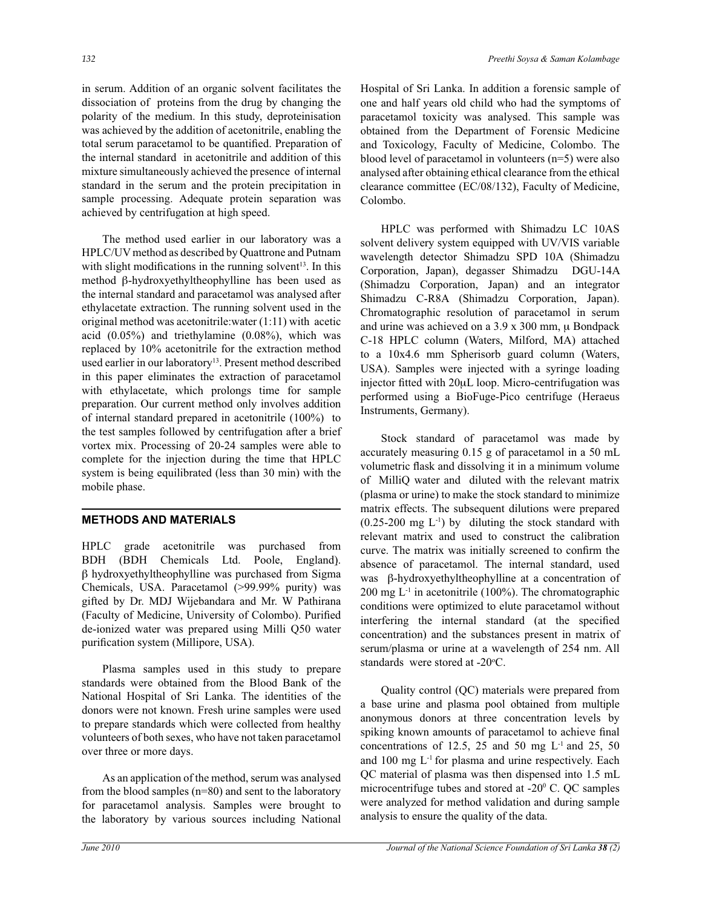in serum. Addition of an organic solvent facilitates the dissociation of proteins from the drug by changing the polarity of the medium. In this study, deproteinisation was achieved by the addition of acetonitrile, enabling the total serum paracetamol to be quantified. Preparation of the internal standard in acetonitrile and addition of this mixture simultaneously achieved the presence of internal standard in the serum and the protein precipitation in sample processing. Adequate protein separation was achieved by centrifugation at high speed.

The method used earlier in our laboratory was a HPLC/UV method as described by Quattrone and Putnam with slight modifications in the running solvent[13]. In this method β-hydroxyethyltheophylline has been used as the internal standard and paracetamol was analysed after ethylacetate extraction. The running solvent used in the original method was acetonitrile:water (1:11) with acetic acid (0.05%) and triethylamine (0.08%), which was replaced by 10% acetonitrile for the extraction method used earlier in our laboratory[13]. Present method described in this paper eliminates the extraction of paracetamol with ethylacetate, which prolongs time for sample preparation. Our current method only involves addition of internal standard prepared in acetonitrile (100%) to the test samples followed by centrifugation after a brief vortex mix. Processing of 20-24 samples were able to complete for the injection during the time that HPLC system is being equilibrated (less than 30 min) with the mobile phase.

## METHODS AND MATERIALS

HPLC grade acetonitrile was purchased from BDH (BDH Chemicals Ltd. Poole, England). β hydroxyethyltheophylline was purchased from Sigma Chemicals, USA. Paracetamol (>99.99% purity) was gifted by Dr. MDJ Wijebandara and Mr. W Pathirana (Faculty of Medicine, University of Colombo). Purified de-ionized water was prepared using Milli Q50 water purification system (Millipore, USA).

Plasma samples used in this study to prepare standards were obtained from the Blood Bank of the National Hospital of Sri Lanka. The identities of the donors were not known. Fresh urine samples were used to prepare standards which were collected from healthy volunteers of both sexes, who have not taken paracetamol over three or more days.

As an application of the method, serum was analysed from the blood samples (n=80) and sent to the laboratory for paracetamol analysis. Samples were brought to the laboratory by various sources including National Hospital of Sri Lanka. In addition a forensic sample of one and half years old child who had the symptoms of paracetamol toxicity was analysed. This sample was obtained from the Department of Forensic Medicine and Toxicology, Faculty of Medicine, Colombo. The blood level of paracetamol in volunteers (n=5) were also analysed after obtaining ethical clearance from the ethical clearance committee (EC/08/132), Faculty of Medicine, Colombo.

HPLC was performed with Shimadzu LC 10AS solvent delivery system equipped with UV/VIS variable wavelength detector Shimadzu SPD 10A (Shimadzu Corporation, Japan), degasser Shimadzu DGU-14A (Shimadzu Corporation, Japan) and an integrator Shimadzu C-R8A (Shimadzu Corporation, Japan). Chromatographic resolution of paracetamol in serum and urine was achieved on a 3.9 x 300 mm, μ Bondpack C-18 HPLC column (Waters, Milford, MA) attached to a 10x4.6 mm Spherisorb guard column (Waters, USA). Samples were injected with a syringe loading injector fitted with 20μL loop. Micro-centrifugation was performed using a BioFuge-Pico centrifuge (Heraeus Instruments, Germany).

Stock standard of paracetamol was made by accurately measuring 0.15 g of paracetamol in a 50 mL volumetric flask and dissolving it in a minimum volume of MilliQ water and diluted with the relevant matrix (plasma or urine) to make the stock standard to minimize matrix effects. The subsequent dilutions were prepared (0.25-200 mg $L^{-1}$) by diluting the stock standard with relevant matrix and used to construct the calibration curve. The matrix was initially screened to confirm the absence of paracetamol. The internal standard, used was β-hydroxyethyltheophylline at a concentration of 200 mg $L^{-1}$ in acetonitrile (100%). The chromatographic conditions were optimized to elute paracetamol without interfering the internal standard (at the specified concentration) and the substances present in matrix of serum/plasma or urine at a wavelength of 254 nm. All standards were stored at -20$^{o}$C.

Quality control (QC) materials were prepared from a base urine and plasma pool obtained from multiple anonymous donors at three concentration levels by spiking known amounts of paracetamol to achieve final concentrations of 12.5, 25 and 50 mg $L^{-1}$ and 25, 50 and 100 mg $L^{-1}$ for plasma and urine respectively. Each QC material of plasma was then dispensed into 1.5 mL microcentrifuge tubes and stored at -20$^{0}$ C. QC samples were analyzed for method validation and during sample analysis to ensure the quality of the data.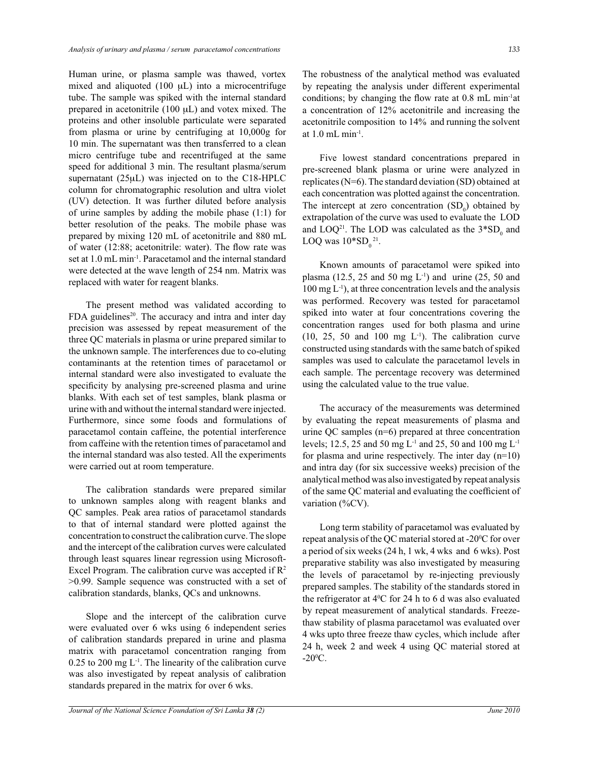Human urine, or plasma sample was thawed, vortex mixed and aliquoted (100 μL) into a microcentrifuge tube. The sample was spiked with the internal standard prepared in acetonitrile (100 μL) and votex mixed. The proteins and other insoluble particulate were separated from plasma or urine by centrifuging at 10,000g for 10 min. The supernatant was then transferred to a clean micro centrifuge tube and recentrifuged at the same speed for additional 3 min. The resultant plasma/serum supernatant (25μL) was injected on to the C18-HPLC column for chromatographic resolution and ultra violet (UV) detection. It was further diluted before analysis of urine samples by adding the mobile phase (1:1) for better resolution of the peaks. The mobile phase was prepared by mixing 120 mL of acetonitrile and 880 mL of water (12:88; acetonitrile: water). The flow rate was set at 1.0 mL min$^{-1}$. Paracetamol and the internal standard were detected at the wave length of 254 nm. Matrix was replaced with water for reagent blanks.

The present method was validated according to FDA guidelines[20]. The accuracy and intra and inter day precision was assessed by repeat measurement of the three QC materials in plasma or urine prepared similar to the unknown sample. The interferences due to co-eluting contaminants at the retention times of paracetamol or internal standard were also investigated to evaluate the specificity by analysing pre-screened plasma and urine blanks. With each set of test samples, blank plasma or urine with and without the internal standard were injected. Furthermore, since some foods and formulations of paracetamol contain caffeine, the potential interference from caffeine with the retention times of paracetamol and the internal standard was also tested. All the experiments were carried out at room temperature.

The calibration standards were prepared similar to unknown samples along with reagent blanks and QC samples. Peak area ratios of paracetamol standards to that of internal standard were plotted against the concentration to construct the calibration curve. The slope and the intercept of the calibration curves were calculated through least squares linear regression using Microsoft-Excel Program. The calibration curve was accepted if $R^2$ >0.99. Sample sequence was constructed with a set of calibration standards, blanks, QCs and unknowns.

Slope and the intercept of the calibration curve were evaluated over 6 wks using 6 independent series of calibration standards prepared in urine and plasma matrix with paracetamol concentration ranging from 0.25 to 200 mg L$^{-1}$. The linearity of the calibration curve was also investigated by repeat analysis of calibration standards prepared in the matrix for over 6 wks.

The robustness of the analytical method was evaluated by repeating the analysis under different experimental conditions; by changing the flow rate at 0.8 mL min$^{-1}$at a concentration of 12% acetonitrile and increasing the acetonitrile composition to 14% and running the solvent at 1.0 mL min$^{-1}$.

Five lowest standard concentrations prepared in pre-screened blank plasma or urine were analyzed in replicates (N=6). The standard deviation (SD) obtained at each concentration was plotted against the concentration. The intercept at zero concentration ($SD_0$) obtained by extrapolation of the curve was used to evaluate the LOD and LOQ[21]. The LOD was calculated as the $3*SD_0$ and LOQ was $10*SD_0$[21].

Known amounts of paracetamol were spiked into plasma (12.5, 25 and 50 mg L$^{-1}$) and urine (25, 50 and 100 mg L$^{-1}$), at three concentration levels and the analysis was performed. Recovery was tested for paracetamol spiked into water at four concentrations covering the concentration ranges used for both plasma and urine (10, 25, 50 and 100 mg L$^{-1}$). The calibration curve constructed using standards with the same batch of spiked samples was used to calculate the paracetamol levels in each sample. The percentage recovery was determined using the calculated value to the true value.

The accuracy of the measurements was determined by evaluating the repeat measurements of plasma and urine QC samples (n=6) prepared at three concentration levels; 12.5, 25 and 50 mg L$^{-1}$ and 25, 50 and 100 mg L$^{-1}$ for plasma and urine respectively. The inter day (n=10) and intra day (for six successive weeks) precision of the analytical method was also investigated by repeat analysis of the same QC material and evaluating the coefficient of variation (%CV).

Long term stability of paracetamol was evaluated by repeat analysis of the QC material stored at -20$^0$C for over a period of six weeks (24 h, 1 wk, 4 wks and 6 wks). Post preparative stability was also investigated by measuring the levels of paracetamol by re-injecting previously prepared samples. The stability of the standards stored in the refrigerator at 4$^0$C for 24 h to 6 d was also evaluated by repeat measurement of analytical standards. Freeze-thaw stability of plasma paracetamol was evaluated over 4 wks upto three freeze thaw cycles, which include after 24 h, week 2 and week 4 using QC material stored at -20$^0$C.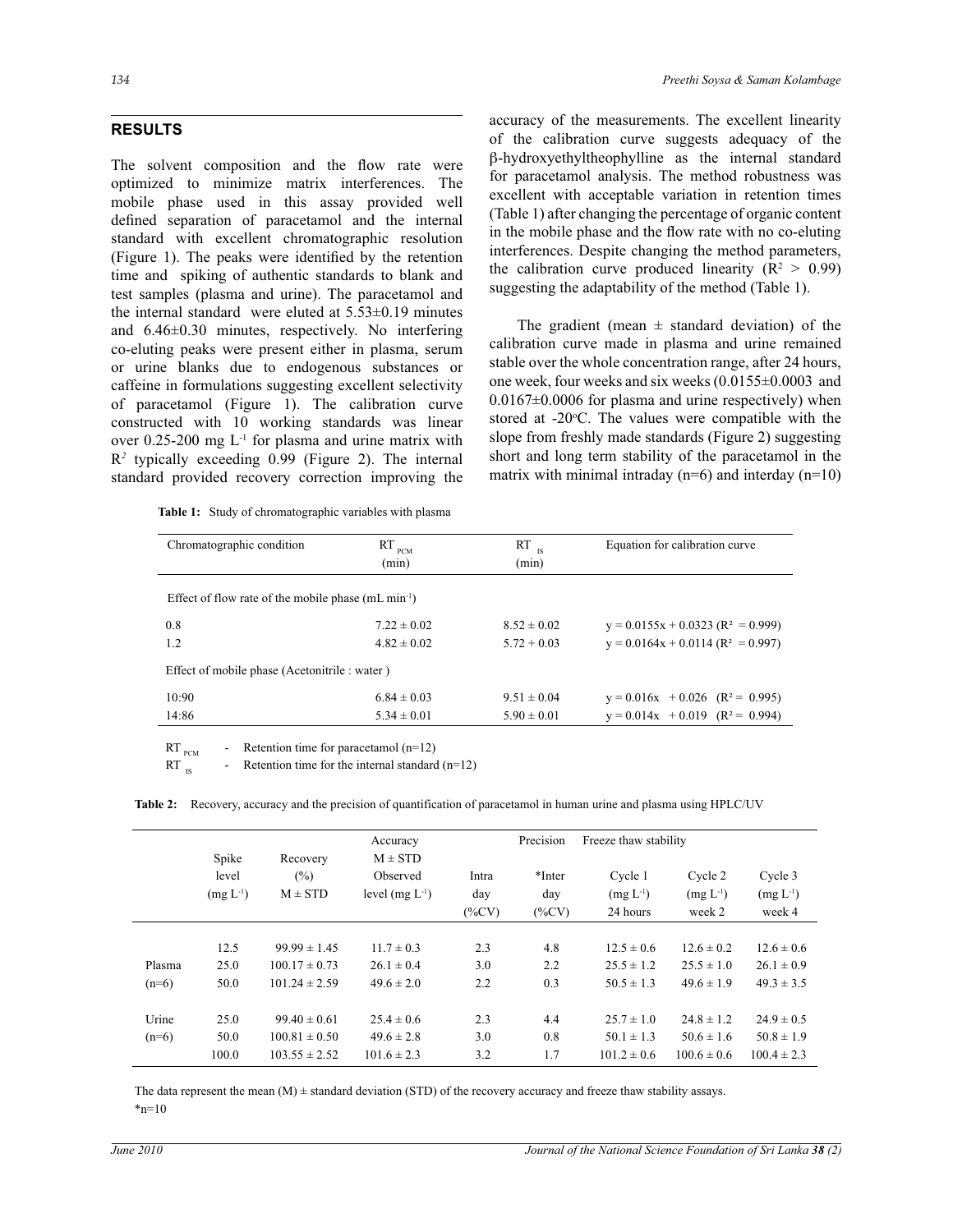## RESULTS

The solvent composition and the flow rate were optimized to minimize matrix interferences. The mobile phase used in this assay provided well defined separation of paracetamol and the internal standard with excellent chromatographic resolution (Figure 1). The peaks were identified by the retention time and spiking of authentic standards to blank and test samples (plasma and urine). The paracetamol and the internal standard were eluted at 5.53±0.19 minutes and 6.46±0.30 minutes, respectively. No interfering co-eluting peaks were present either in plasma, serum or urine blanks due to endogenous substances or caffeine in formulations suggesting excellent selectivity of paracetamol (Figure 1). The calibration curve constructed with 10 working standards was linear over 0.25-200 mg $L^{-1}$ for plasma and urine matrix with $R^2$ typically exceeding 0.99 (Figure 2). The internal standard provided recovery correction improving the accuracy of the measurements. The excellent linearity of the calibration curve suggests adequacy of the β-hydroxyethyltheophylline as the internal standard for paracetamol analysis. The method robustness was excellent with acceptable variation in retention times (Table 1) after changing the percentage of organic content in the mobile phase and the flow rate with no co-eluting interferences. Despite changing the method parameters, the calibration curve produced linearity ($R^2 > 0.99$) suggesting the adaptability of the method (Table 1).

The gradient (mean ± standard deviation) of the calibration curve made in plasma and urine remained stable over the whole concentration range, after 24 hours, one week, four weeks and six weeks (0.0155±0.0003 and 0.0167±0.0006 for plasma and urine respectively) when stored at -20°C. The values were compatible with the slope from freshly made standards (Figure 2) suggesting short and long term stability of the paracetamol in the matrix with minimal intraday (n=6) and interday (n=10)

**Table 1:** Study of chromatographic variables with plasma

| Chromatographic condition | $RT_{PCM}$ (min) | $RT_{IS}$ (min) | Equation for calibration curve |
|---|---|---|---|
| Effect of flow rate of the mobile phase (mL $min^{-1}$) | | | |
| 0.8 | 7.22 ± 0.02 | 8.52 ± 0.02 | $y = 0.0155x + 0.0323$ ($R^2 = 0.999$) |
| 1.2 | 4.82 ± 0.02 | 5.72 + 0.03 | $y = 0.0164x + 0.0114$ ($R^2 = 0.997$) |
| Effect of mobile phase (Acetonitrile : water ) | | | |
| 10:90 | 6.84 ± 0.03 | 9.51 ± 0.04 | $y = 0.016x + 0.026$ ($R^2 = 0.995$) |
| 14:86 | 5.34 ± 0.01 | 5.90 ± 0.01 | $y = 0.014x + 0.019$ ($R^2 = 0.994$) |

$RT_{PCM}$ - Retention time for paracetamol (n=12)
$RT_{IS}$ - Retention time for the internal standard (n=12)

**Table 2:** Recovery, accuracy and the precision of quantification of paracetamol in human urine and plasma using HPLC/UV

| | Spike level (mg $L^{-1}$) | Recovery (%) M ± STD | Accuracy M ± STD Observed level (mg $L^{-1}$) | Precision Intra day (%CV) | *Inter day (%CV) | Freeze thaw stability Cycle 1 (mg $L^{-1}$) 24 hours | Cycle 2 (mg $L^{-1}$) week 2 | Cycle 3 (mg $L^{-1}$) week 4 |
|---|---|---|---|---|---|---|---|---|
| | 12.5 | 99.99 ± 1.45 | 11.7 ± 0.3 | 2.3 | 4.8 | 12.5 ± 0.6 | 12.6 ± 0.2 | 12.6 ± 0.6 |
| Plasma | 25.0 | 100.17 ± 0.73 | 26.1 ± 0.4 | 3.0 | 2.2 | 25.5 ± 1.2 | 25.5 ± 1.0 | 26.1 ± 0.9 |
| (n=6) | 50.0 | 101.24 ± 2.59 | 49.6 ± 2.0 | 2.2 | 0.3 | 50.5 ± 1.3 | 49.6 ± 1.9 | 49.3 ± 3.5 |
| Urine | 25.0 | 99.40 ± 0.61 | 25.4 ± 0.6 | 2.3 | 4.4 | 25.7 ± 1.0 | 24.8 ± 1.2 | 24.9 ± 0.5 |
| (n=6) | 50.0 | 100.81 ± 0.50 | 49.6 ± 2.8 | 3.0 | 0.8 | 50.1 ± 1.3 | 50.6 ± 1.6 | 50.8 ± 1.9 |
| | 100.0 | 103.55 ± 2.52 | 101.6 ± 2.3 | 3.2 | 1.7 | 101.2 ± 0.6 | 100.6 ± 0.6 | 100.4 ± 2.3 |

The data represent the mean (M) ± standard deviation (STD) of the recovery accuracy and freeze thaw stability assays.
*n=10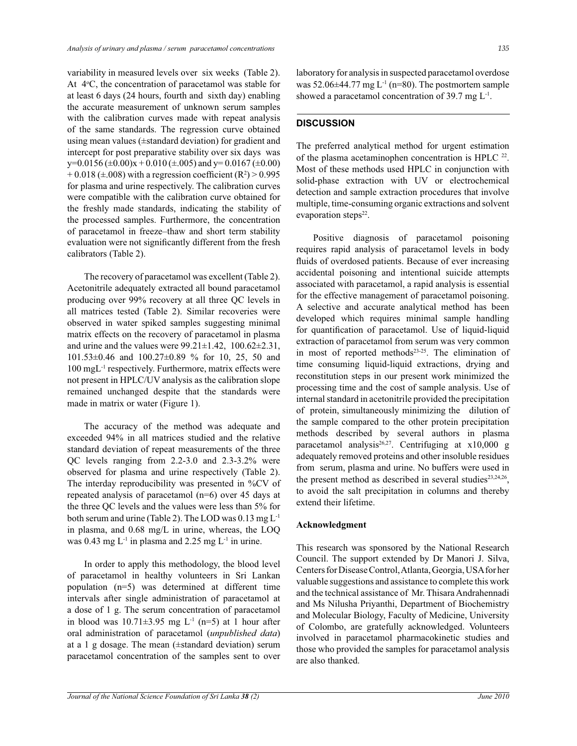variability in measured levels over six weeks (Table 2). At 4°C, the concentration of paracetamol was stable for at least 6 days (24 hours, fourth and sixth day) enabling the accurate measurement of unknown serum samples with the calibration curves made with repeat analysis of the same standards. The regression curve obtained using mean values (±standard deviation) for gradient and intercept for post preparative stability over six days was y=0.0156 (±0.00)x + 0.010 (±.005) and y= 0.0167 (±0.00) + 0.018 (±.008) with a regression coefficient ($R^2$) > 0.995 for plasma and urine respectively. The calibration curves were compatible with the calibration curve obtained for the freshly made standards, indicating the stability of the processed samples. Furthermore, the concentration of paracetamol in freeze–thaw and short term stability evaluation were not significantly different from the fresh calibrators (Table 2).

The recovery of paracetamol was excellent (Table 2). Acetonitrile adequately extracted all bound paracetamol producing over 99% recovery at all three QC levels in all matrices tested (Table 2). Similar recoveries were observed in water spiked samples suggesting minimal matrix effects on the recovery of paracetamol in plasma and urine and the values were 99.21±1.42, 100.62±2.31, 101.53±0.46 and 100.27±0.89 % for 10, 25, 50 and 100 mgL$^{-1}$ respectively. Furthermore, matrix effects were not present in HPLC/UV analysis as the calibration slope remained unchanged despite that the standards were made in matrix or water (Figure 1).

The accuracy of the method was adequate and exceeded 94% in all matrices studied and the relative standard deviation of repeat measurements of the three QC levels ranging from 2.2-3.0 and 2.3-3.2% were observed for plasma and urine respectively (Table 2). The interday reproducibility was presented in %CV of repeated analysis of paracetamol (n=6) over 45 days at the three QC levels and the values were less than 5% for both serum and urine (Table 2). The LOD was 0.13 mg L$^{-1}$ in plasma, and 0.68 mg/L in urine, whereas, the LOQ was 0.43 mg L$^{-1}$ in plasma and 2.25 mg L$^{-1}$ in urine.

In order to apply this methodology, the blood level of paracetamol in healthy volunteers in Sri Lankan population (n=5) was determined at different time intervals after single administration of paracetamol at a dose of 1 g. The serum concentration of paracetamol in blood was 10.71±3.95 mg L$^{-1}$ (n=5) at 1 hour after oral administration of paracetamol (*unpublished data*) at a 1 g dosage. The mean (±standard deviation) serum paracetamol concentration of the samples sent to over laboratory for analysis in suspected paracetamol overdose was 52.06±44.77 mg L$^{-1}$ (n=80). The postmortem sample showed a paracetamol concentration of 39.7 mg L$^{-1}$.

## DISCUSSION

The preferred analytical method for urgent estimation of the plasma acetaminophen concentration is HPLC [22]. Most of these methods used HPLC in conjunction with solid-phase extraction with UV or electrochemical detection and sample extraction procedures that involve multiple, time-consuming organic extractions and solvent evaporation steps[22].

Positive diagnosis of paracetamol poisoning requires rapid analysis of paracetamol levels in body fluids of overdosed patients. Because of ever increasing accidental poisoning and intentional suicide attempts associated with paracetamol, a rapid analysis is essential for the effective management of paracetamol poisoning. A selective and accurate analytical method has been developed which requires minimal sample handling for quantification of paracetamol. Use of liquid-liquid extraction of paracetamol from serum was very common in most of reported methods[23-25]. The elimination of time consuming liquid-liquid extractions, drying and reconstitution steps in our present work minimized the processing time and the cost of sample analysis. Use of internal standard in acetonitrile provided the precipitation of protein, simultaneously minimizing the dilution of the sample compared to the other protein precipitation methods described by several authors in plasma paracetamol analysis[26,27]. Centrifuging at x10,000 g adequately removed proteins and other insoluble residues from serum, plasma and urine. No buffers were used in the present method as described in several studies[23,24,26], to avoid the salt precipitation in columns and thereby extend their lifetime.

### Acknowledgment

This research was sponsored by the National Research Council. The support extended by Dr Manori J. Silva, Centers for Disease Control, Atlanta, Georgia, USA for her valuable suggestions and assistance to complete this work and the technical assistance of Mr. Thisara Andrahennadi and Ms Nilusha Priyanthi, Department of Biochemistry and Molecular Biology, Faculty of Medicine, University of Colombo, are gratefully acknowledged. Volunteers involved in paracetamol pharmacokinetic studies and those who provided the samples for paracetamol analysis are also thanked.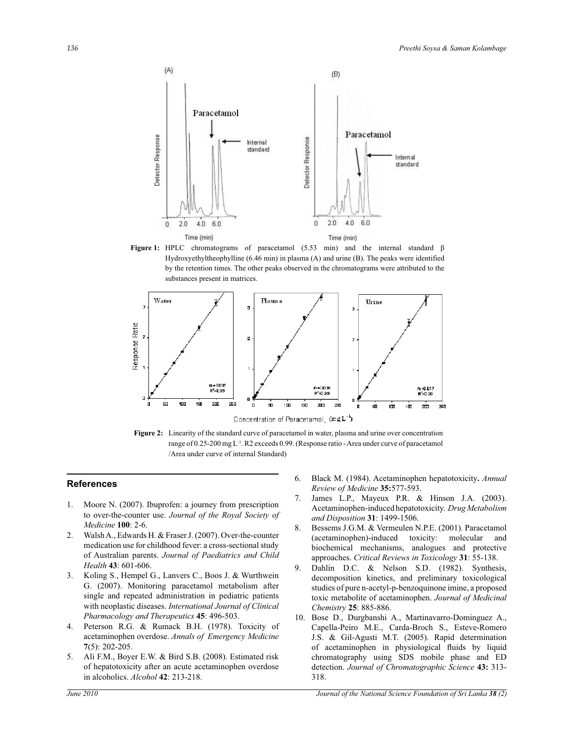**Figure 1:** HPLC chromatograms of paracetamol (5.53 min) and the internal standard β Hydroxyethyltheophylline (6.46 min) in plasma (A) and urine (B). The peaks were identified by the retention times. The other peaks observed in the chromatograms were attributed to the substances present in matrices.

**Figure 2:** Linearity of the standard curve of paracetamol in water, plasma and urine over concentration range of 0.25-200 mg L$^{-1}$. R2 exceeds 0.99. (Response ratio - Area under curve of paracetamol /Area under curve of internal Standard)

## References

1. Moore N. (2007). Ibuprofen: a journey from prescription to over-the-counter use. *Journal of the Royal Society of Medicine* **100**: 2-6.
2. Walsh A., Edwards H. & Fraser J. (2007). Over-the-counter medication use for childhood fever: a cross-sectional study of Australian parents. *Journal of Paediatrics and Child Health* **43**: 601-606.
3. Koling S., Hempel G., Lanvers C., Boos J. & Wurthwein G. (2007). Monitoring paracetamol metabolism after single and repeated administration in pediatric patients with neoplastic diseases. *International Journal of Clinical Pharmacology and Therapeutics* **45**: 496-503.
4. Peterson R.G. & Rumack B.H. (1978). Toxicity of acetaminophen overdose. *Annals of Emergency Medicine* **7**(5): 202-205.
5. Ali F.M., Boyer E.W. & Bird S.B. (2008). Estimated risk of hepatotoxicity after an acute acetaminophen overdose in alcoholics. *Alcohol* **42**: 213-218.
6. Black M. (1984). Acetaminophen hepatotoxicity**.** *Annual Review of Medicine* **35:**577-593.
7. James L.P., Mayeux P.R. & Hinson J.A. (2003). Acetaminophen-induced hepatotoxicity. *Drug Metabolism and Disposition* **31**: 1499-1506.
8. Bessems J.G.M. & Vermeulen N.P.E. (2001). Paracetamol (acetaminophen)-induced toxicity: molecular and biochemical mechanisms, analogues and protective approaches. *Critical Reviews in Toxicology* **31**: 55-138.
9. Dahlin D.C. & Nelson S.D. (1982). Synthesis, decomposition kinetics, and preliminary toxicological studies of pure n-acetyl-p-benzoquinone imine, a proposed toxic metabolite of acetaminophen. *Journal of Medicinal Chemistry* **25**: 885-886.
10. Bose D., Durgbanshi A., Martinavarro-Dominguez A., Capella-Peiro M.E., Carda-Broch S., Esteve-Romero J.S. & Gil-Agusti M.T. (2005). Rapid determination of acetaminophen in physiological fluids by liquid chromatography using SDS mobile phase and ED detection. *Journal of Chromatographic Science* **43:** 313-318.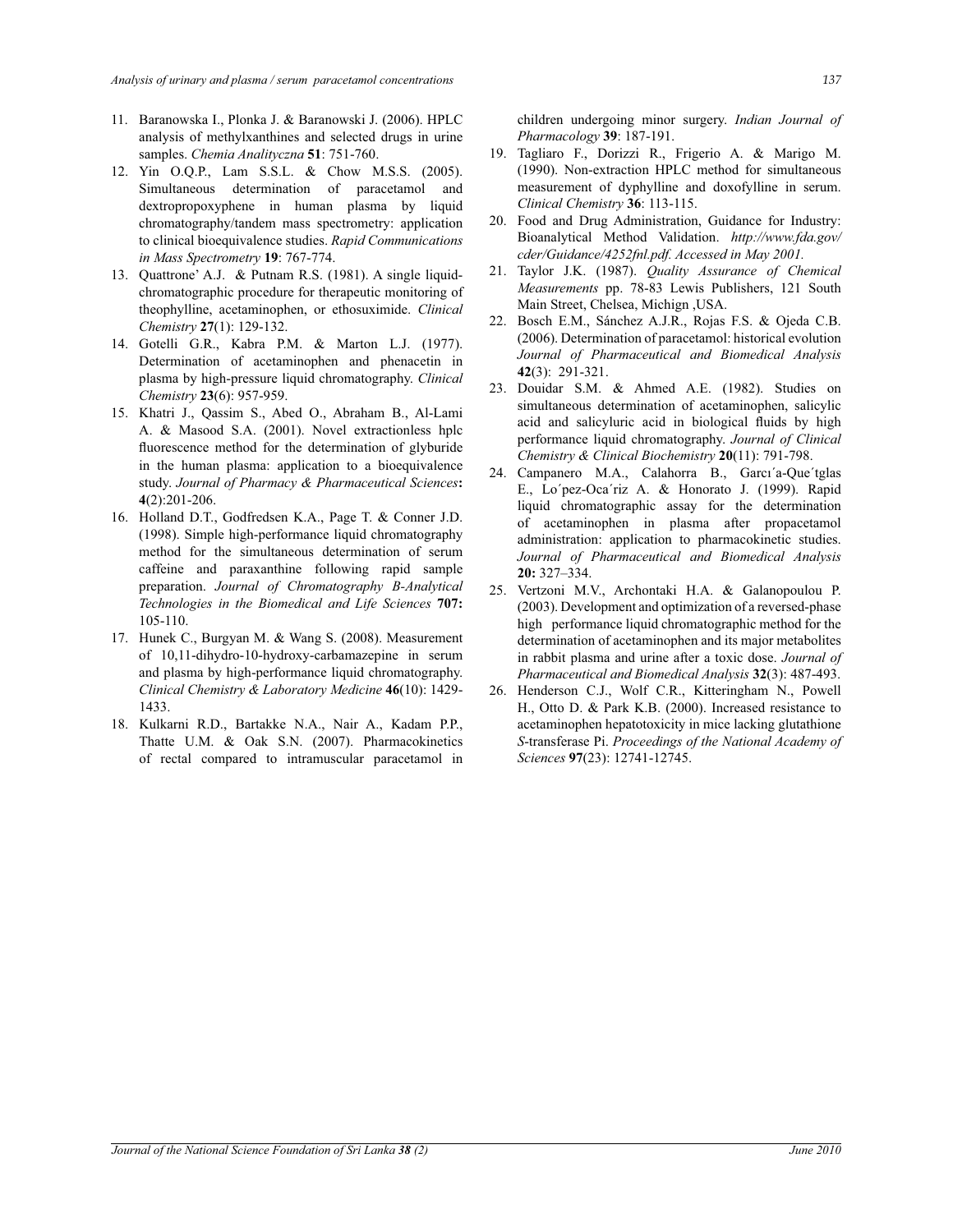11. Baranowska I., Plonka J. & Baranowski J. (2006). HPLC analysis of methylxanthines and selected drugs in urine samples. *Chemia Analityczna* **51**: 751-760.
12. Yin O.Q.P., Lam S.S.L. & Chow M.S.S. (2005). Simultaneous determination of paracetamol and dextropropoxyphene in human plasma by liquid chromatography/tandem mass spectrometry: application to clinical bioequivalence studies. *Rapid Communications in Mass Spectrometry* **19**: 767-774.
13. Quattrone' A.J. & Putnam R.S. (1981). A single liquid-chromatographic procedure for therapeutic monitoring of theophylline, acetaminophen, or ethosuximide. *Clinical Chemistry* **27**(1): 129-132.
14. Gotelli G.R., Kabra P.M. & Marton L.J. (1977). Determination of acetaminophen and phenacetin in plasma by high-pressure liquid chromatography. *Clinical Chemistry* **23**(6): 957-959.
15. Khatri J., Qassim S., Abed O., Abraham B., Al-Lami A. & Masood S.A. (2001). Novel extractionless hplc fluorescence method for the determination of glyburide in the human plasma: application to a bioequivalence study. *Journal of Pharmacy & Pharmaceutical Sciences***:** **4**(2):201-206.
16. Holland D.T., Godfredsen K.A., Page T. & Conner J.D. (1998). Simple high-performance liquid chromatography method for the simultaneous determination of serum caffeine and paraxanthine following rapid sample preparation. *Journal of Chromatography B-Analytical Technologies in the Biomedical and Life Sciences* **707:** 105-110.
17. Hunek C., Burgyan M. & Wang S. (2008). Measurement of 10,11-dihydro-10-hydroxy-carbamazepine in serum and plasma by high-performance liquid chromatography. *Clinical Chemistry & Laboratory Medicine* **46**(10): 1429-1433.
18. Kulkarni R.D., Bartakke N.A., Nair A., Kadam P.P., Thatte U.M. & Oak S.N. (2007). Pharmacokinetics of rectal compared to intramuscular paracetamol in children undergoing minor surgery. *Indian Journal of Pharmacology* **39**: 187-191.
19. Tagliaro F., Dorizzi R., Frigerio A. & Marigo M. (1990). Non-extraction HPLC method for simultaneous measurement of dyphylline and doxofylline in serum. *Clinical Chemistry* **36**: 113-115.
20. Food and Drug Administration, Guidance for Industry: Bioanalytical Method Validation. *http://www.fda.gov/cder/Guidance/4252fnl.pdf. Accessed in May 2001.*
21. Taylor J.K. (1987). *Quality Assurance of Chemical Measurements* pp. 78-83 Lewis Publishers, 121 South Main Street, Chelsea, Michigan ,USA.
22. Bosch E.M., Sánchez A.J.R., Rojas F.S. & Ojeda C.B. (2006). Determination of paracetamol: historical evolution *Journal of Pharmaceutical and Biomedical Analysis* **42**(3): 291-321.
23. Douidar S.M. & Ahmed A.E. (1982). Studies on simultaneous determination of acetaminophen, salicylic acid and salicyluric acid in biological fluids by high performance liquid chromatography. *Journal of Clinical Chemistry & Clinical Biochemistry* **20**(11): 791-798.
24. Campanero M.A., Calahorra B., Garcı´a-Que´tglas E., Lo´pez-Oca´riz A. & Honorato J. (1999). Rapid liquid chromatographic assay for the determination of acetaminophen in plasma after propacetamol administration: application to pharmacokinetic studies. *Journal of Pharmaceutical and Biomedical Analysis* **20:** 327–334.
25. Vertzoni M.V., Archontaki H.A. & Galanopoulou P. (2003). Development and optimization of a reversed-phase high performance liquid chromatographic method for the determination of acetaminophen and its major metabolites in rabbit plasma and urine after a toxic dose. *Journal of Pharmaceutical and Biomedical Analysis* **32**(3): 487-493.
26. Henderson C.J., Wolf C.R., Kitteringham N., Powell H., Otto D. & Park K.B. (2000). Increased resistance to acetaminophen hepatotoxicity in mice lacking glutathione *S*-transferase Pi. *Proceedings of the National Academy of Sciences* **97**(23): 12741-12745.